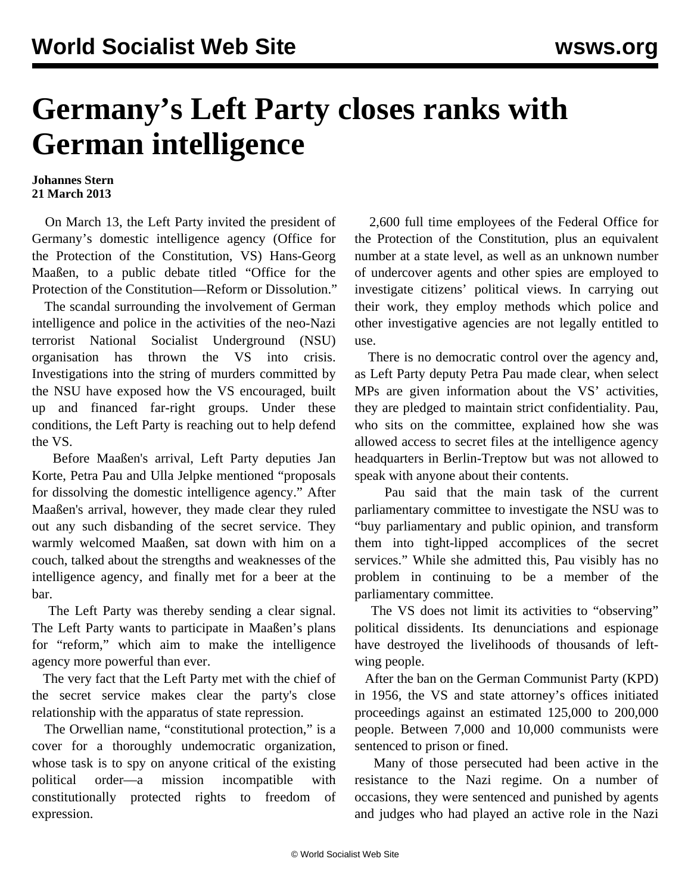# Germany's Left Party closes ranks with German intelligence

**Johannes Stern**
**21 March 2013**

On March 13, the Left Party invited the president of Germany's domestic intelligence agency (Office for the Protection of the Constitution, VS) Hans-Georg Maaßen, to a public debate titled "Office for the Protection of the Constitution—Reform or Dissolution."

The scandal surrounding the involvement of German intelligence and police in the activities of the neo-Nazi terrorist National Socialist Underground (NSU) organisation has thrown the VS into crisis. Investigations into the string of murders committed by the NSU have exposed how the VS encouraged, built up and financed far-right groups. Under these conditions, the Left Party is reaching out to help defend the VS.

Before Maaßen's arrival, Left Party deputies Jan Korte, Petra Pau and Ulla Jelpke mentioned "proposals for dissolving the domestic intelligence agency." After Maaßen's arrival, however, they made clear they ruled out any such disbanding of the secret service. They warmly welcomed Maaßen, sat down with him on a couch, talked about the strengths and weaknesses of the intelligence agency, and finally met for a beer at the bar.

The Left Party was thereby sending a clear signal. The Left Party wants to participate in Maaßen's plans for "reform," which aim to make the intelligence agency more powerful than ever.

The very fact that the Left Party met with the chief of the secret service makes clear the party's close relationship with the apparatus of state repression.

The Orwellian name, "constitutional protection," is a cover for a thoroughly undemocratic organization, whose task is to spy on anyone critical of the existing political order—a mission incompatible with constitutionally protected rights to freedom of expression.

2,600 full time employees of the Federal Office for the Protection of the Constitution, plus an equivalent number at a state level, as well as an unknown number of undercover agents and other spies are employed to investigate citizens' political views. In carrying out their work, they employ methods which police and other investigative agencies are not legally entitled to use.

There is no democratic control over the agency and, as Left Party deputy Petra Pau made clear, when select MPs are given information about the VS' activities, they are pledged to maintain strict confidentiality. Pau, who sits on the committee, explained how she was allowed access to secret files at the intelligence agency headquarters in Berlin-Treptow but was not allowed to speak with anyone about their contents.

Pau said that the main task of the current parliamentary committee to investigate the NSU was to "buy parliamentary and public opinion, and transform them into tight-lipped accomplices of the secret services." While she admitted this, Pau visibly has no problem in continuing to be a member of the parliamentary committee.

The VS does not limit its activities to "observing" political dissidents. Its denunciations and espionage have destroyed the livelihoods of thousands of left-wing people.

After the ban on the German Communist Party (KPD) in 1956, the VS and state attorney's offices initiated proceedings against an estimated 125,000 to 200,000 people. Between 7,000 and 10,000 communists were sentenced to prison or fined.

Many of those persecuted had been active in the resistance to the Nazi regime. On a number of occasions, they were sentenced and punished by agents and judges who had played an active role in the Nazi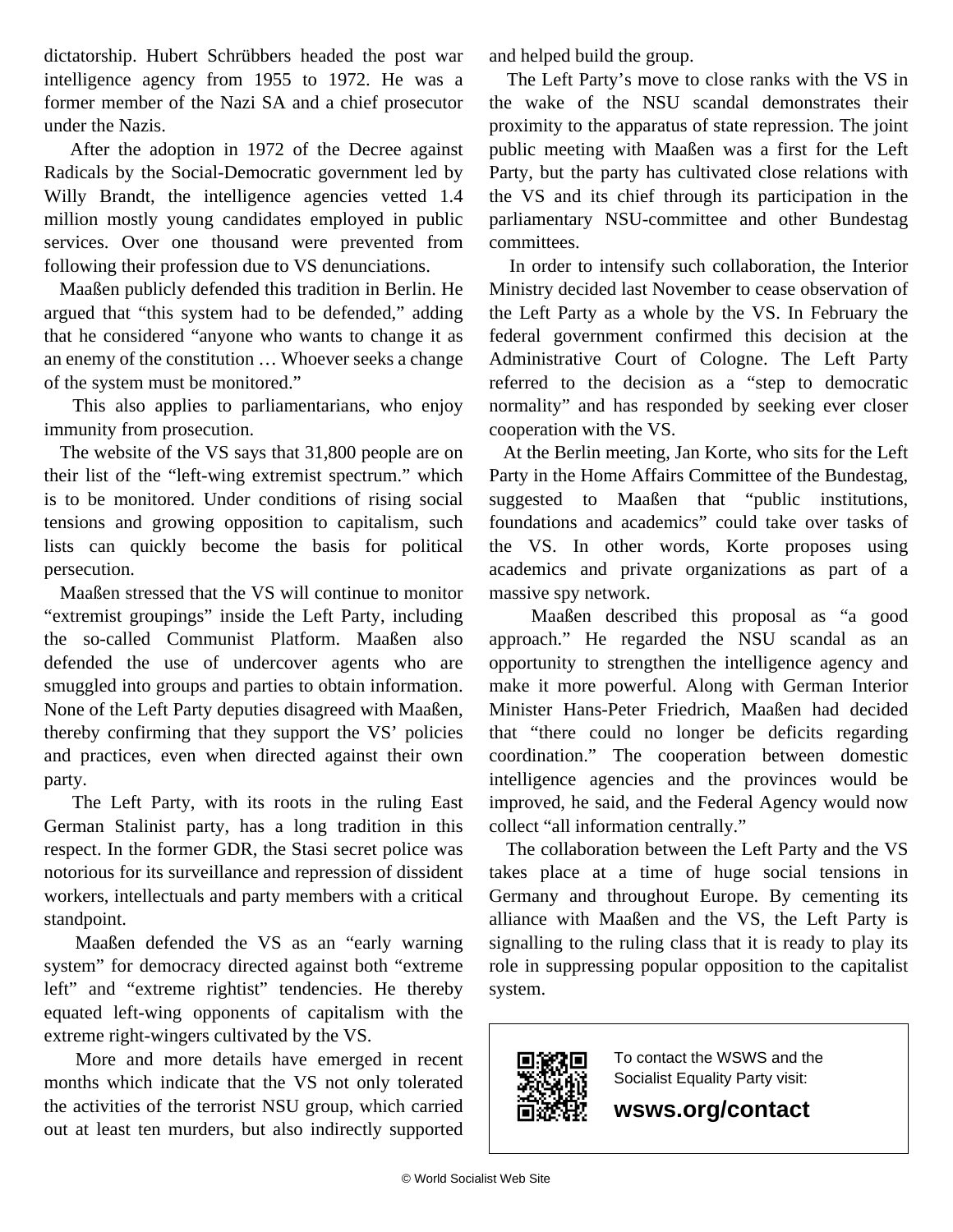dictatorship. Hubert Schrübbers headed the post war intelligence agency from 1955 to 1972. He was a former member of the Nazi SA and a chief prosecutor under the Nazis.

After the adoption in 1972 of the Decree against Radicals by the Social-Democratic government led by Willy Brandt, the intelligence agencies vetted 1.4 million mostly young candidates employed in public services. Over one thousand were prevented from following their profession due to VS denunciations.

Maaßen publicly defended this tradition in Berlin. He argued that "this system had to be defended," adding that he considered "anyone who wants to change it as an enemy of the constitution … Whoever seeks a change of the system must be monitored."

This also applies to parliamentarians, who enjoy immunity from prosecution.

The website of the VS says that 31,800 people are on their list of the "left-wing extremist spectrum." which is to be monitored. Under conditions of rising social tensions and growing opposition to capitalism, such lists can quickly become the basis for political persecution.

Maaßen stressed that the VS will continue to monitor "extremist groupings" inside the Left Party, including the so-called Communist Platform. Maaßen also defended the use of undercover agents who are smuggled into groups and parties to obtain information. None of the Left Party deputies disagreed with Maaßen, thereby confirming that they support the VS' policies and practices, even when directed against their own party.

The Left Party, with its roots in the ruling East German Stalinist party, has a long tradition in this respect. In the former GDR, the Stasi secret police was notorious for its surveillance and repression of dissident workers, intellectuals and party members with a critical standpoint.

Maaßen defended the VS as an "early warning system" for democracy directed against both "extreme left" and "extreme rightist" tendencies. He thereby equated left-wing opponents of capitalism with the extreme right-wingers cultivated by the VS.

More and more details have emerged in recent months which indicate that the VS not only tolerated the activities of the terrorist NSU group, which carried out at least ten murders, but also indirectly supported and helped build the group.

The Left Party's move to close ranks with the VS in the wake of the NSU scandal demonstrates their proximity to the apparatus of state repression. The joint public meeting with Maaßen was a first for the Left Party, but the party has cultivated close relations with the VS and its chief through its participation in the parliamentary NSU-committee and other Bundestag committees.

In order to intensify such collaboration, the Interior Ministry decided last November to cease observation of the Left Party as a whole by the VS. In February the federal government confirmed this decision at the Administrative Court of Cologne. The Left Party referred to the decision as a "step to democratic normality" and has responded by seeking ever closer cooperation with the VS.

At the Berlin meeting, Jan Korte, who sits for the Left Party in the Home Affairs Committee of the Bundestag, suggested to Maaßen that "public institutions, foundations and academics" could take over tasks of the VS. In other words, Korte proposes using academics and private organizations as part of a massive spy network.

Maaßen described this proposal as "a good approach." He regarded the NSU scandal as an opportunity to strengthen the intelligence agency and make it more powerful. Along with German Interior Minister Hans-Peter Friedrich, Maaßen had decided that "there could no longer be deficits regarding coordination." The cooperation between domestic intelligence agencies and the provinces would be improved, he said, and the Federal Agency would now collect "all information centrally."

The collaboration between the Left Party and the VS takes place at a time of huge social tensions in Germany and throughout Europe. By cementing its alliance with Maaßen and the VS, the Left Party is signalling to the ruling class that it is ready to play its role in suppressing popular opposition to the capitalist system.

To contact the WSWS and the Socialist Equality Party visit:

**wsws.org/contact**